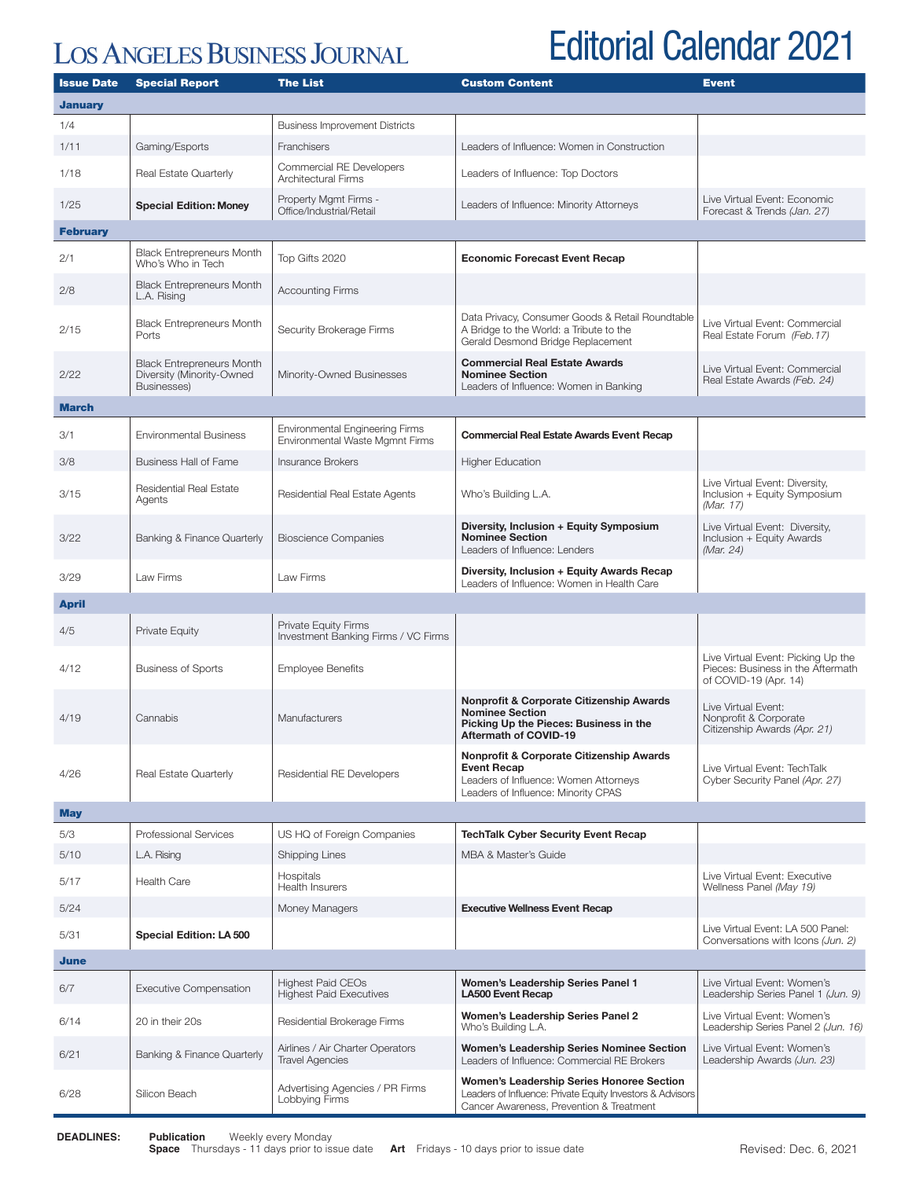# LOS ANGELES BUSINESS JOURNAL

# Editorial Calendar 2021

| Issue Date | Special Report | The List | Custom Content | Event |
|---|---|---|---|---|
| **January** | | | | |
| 1/4 | | Business Improvement Districts | | |
| 1/11 | Gaming/Esports | Franchisers | Leaders of Influence: Women in Construction | |
| 1/18 | Real Estate Quarterly | Commercial RE Developers<br>Architectural Firms | Leaders of Influence: Top Doctors | |
| 1/25 | **Special Edition: Money** | Property Mgmt Firms - Office/Industrial/Retail | Leaders of Influence: Minority Attorneys | Live Virtual Event: Economic Forecast & Trends *(Jan. 27)* |
| **February** | | | | |
| 2/1 | Black Entrepreneurs Month<br>Who's Who in Tech | Top Gifts 2020 | **Economic Forecast Event Recap** | |
| 2/8 | Black Entrepreneurs Month<br>L.A. Rising | Accounting Firms | | |
| 2/15 | Black Entrepreneurs Month<br>Ports | Security Brokerage Firms | Data Privacy, Consumer Goods & Retail Roundtable<br>A Bridge to the World: a Tribute to the Gerald Desmond Bridge Replacement | Live Virtual Event: Commercial Real Estate Forum *(Feb.17)* |
| 2/22 | Black Entrepreneurs Month<br>Diversity (Minority-Owned Businesses) | Minority-Owned Businesses | **Commercial Real Estate Awards Nominee Section**<br>Leaders of Influence: Women in Banking | Live Virtual Event: Commercial Real Estate Awards *(Feb. 24)* |
| **March** | | | | |
| 3/1 | Environmental Business | Environmental Engineering Firms<br>Environmental Waste Mgmnt Firms | **Commercial Real Estate Awards Event Recap** | |
| 3/8 | Business Hall of Fame | Insurance Brokers | Higher Education | |
| 3/15 | Residential Real Estate Agents | Residential Real Estate Agents | Who's Building L.A. | Live Virtual Event: Diversity, Inclusion + Equity Symposium *(Mar. 17)* |
| 3/22 | Banking & Finance Quarterly | Bioscience Companies | **Diversity, Inclusion + Equity Symposium Nominee Section**<br>Leaders of Influence: Lenders | Live Virtual Event: Diversity, Inclusion + Equity Awards *(Mar. 24)* |
| 3/29 | Law Firms | Law Firms | **Diversity, Inclusion + Equity Awards Recap**<br>Leaders of Influence: Women in Health Care | |
| **April** | | | | |
| 4/5 | Private Equity | Private Equity Firms<br>Investment Banking Firms / VC Firms | | |
| 4/12 | Business of Sports | Employee Benefits | | Live Virtual Event: Picking Up the Pieces: Business in the Aftermath of COVID-19 (Apr. 14) |
| 4/19 | Cannabis | Manufacturers | **Nonprofit & Corporate Citizenship Awards Nominee Section**<br>**Picking Up the Pieces: Business in the Aftermath of COVID-19** | Live Virtual Event: Nonprofit & Corporate Citizenship Awards *(Apr. 21)* |
| 4/26 | Real Estate Quarterly | Residential RE Developers | **Nonprofit & Corporate Citizenship Awards Event Recap**<br>Leaders of Influence: Women Attorneys<br>Leaders of Influence: Minority CPAS | Live Virtual Event: TechTalk Cyber Security Panel *(Apr. 27)* |
| **May** | | | | |
| 5/3 | Professional Services | US HQ of Foreign Companies | **TechTalk Cyber Security Event Recap** | |
| 5/10 | L.A. Rising | Shipping Lines | MBA & Master's Guide | |
| 5/17 | Health Care | Hospitals<br>Health Insurers | | Live Virtual Event: Executive Wellness Panel *(May 19)* |
| 5/24 | | Money Managers | **Executive Wellness Event Recap** | |
| 5/31 | **Special Edition: LA 500** | | | Live Virtual Event: LA 500 Panel: Conversations with Icons *(Jun. 2)* |
| **June** | | | | |
| 6/7 | Executive Compensation | Highest Paid CEOs<br>Highest Paid Executives | **Women's Leadership Series Panel 1**<br>**LA500 Event Recap** | Live Virtual Event: Women's Leadership Series Panel 1 *(Jun. 9)* |
| 6/14 | 20 in their 20s | Residential Brokerage Firms | **Women's Leadership Series Panel 2**<br>Who's Building L.A. | Live Virtual Event: Women's Leadership Series Panel 2 *(Jun. 16)* |
| 6/21 | Banking & Finance Quarterly | Airlines / Air Charter Operators<br>Travel Agencies | **Women's Leadership Series Nominee Section**<br>Leaders of Influence: Commercial RE Brokers | Live Virtual Event: Women's Leadership Awards *(Jun. 23)* |
| 6/28 | Silicon Beach | Advertising Agencies / PR Firms<br>Lobbying Firms | **Women's Leadership Series Honoree Section**<br>Leaders of Influence: Private Equity Investors & Advisors<br>Cancer Awareness, Prevention & Treatment | |

**DEADLINES:** **Publication** Weekly every Monday
**Space** Thursdays - 11 days prior to issue date **Art** Fridays - 10 days prior to issue date

Revised: Dec. 6, 2021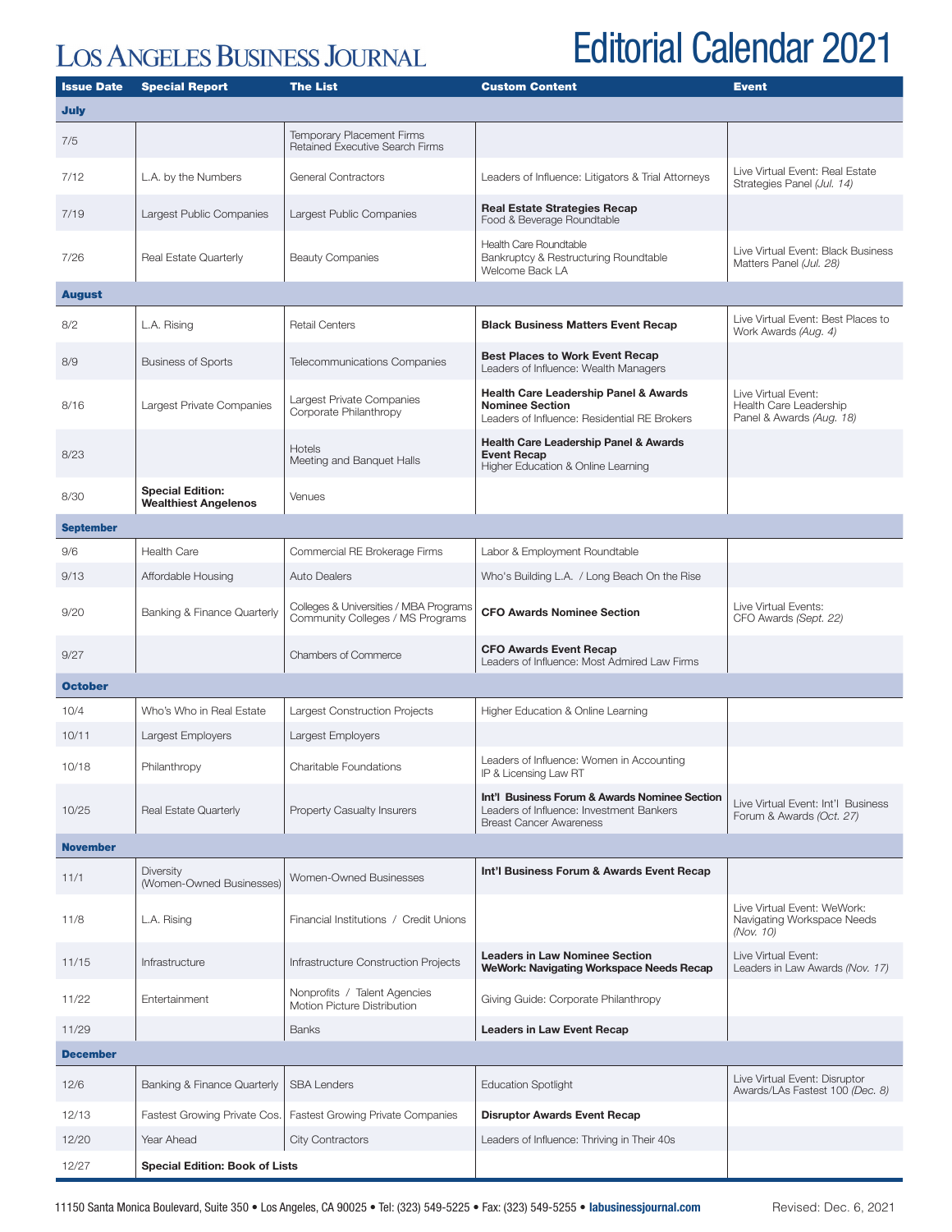# Los Angeles Business Journal

# Editorial Calendar 2021

| Issue Date | Special Report | The List | Custom Content | Event |
|---|---|---|---|---|
| **July** | | | | |
| 7/5 | | Temporary Placement Firms<br>Retained Executive Search Firms | | |
| 7/12 | L.A. by the Numbers | General Contractors | Leaders of Influence: Litigators & Trial Attorneys | Live Virtual Event: Real Estate Strategies Panel *(Jul. 14)* |
| 7/19 | Largest Public Companies | Largest Public Companies | **Real Estate Strategies Recap**<br>Food & Beverage Roundtable | |
| 7/26 | Real Estate Quarterly | Beauty Companies | Health Care Roundtable<br>Bankruptcy & Restructuring Roundtable<br>Welcome Back LA | Live Virtual Event: Black Business Matters Panel *(Jul. 28)* |
| **August** | | | | |
| 8/2 | L.A. Rising | Retail Centers | **Black Business Matters Event Recap** | Live Virtual Event: Best Places to Work Awards *(Aug. 4)* |
| 8/9 | Business of Sports | Telecommunications Companies | **Best Places to Work Event Recap**<br>Leaders of Influence: Wealth Managers | |
| 8/16 | Largest Private Companies | Largest Private Companies<br>Corporate Philanthropy | **Health Care Leadership Panel & Awards Nominee Section**<br>Leaders of Influence: Residential RE Brokers | Live Virtual Event: Health Care Leadership Panel & Awards *(Aug. 18)* |
| 8/23 | | Hotels<br>Meeting and Banquet Halls | **Health Care Leadership Panel & Awards Event Recap**<br>Higher Education & Online Learning | |
| 8/30 | **Special Edition: Wealthiest Angelenos** | Venues | | |
| **September** | | | | |
| 9/6 | Health Care | Commercial RE Brokerage Firms | Labor & Employment Roundtable | |
| 9/13 | Affordable Housing | Auto Dealers | Who's Building L.A. / Long Beach On the Rise | |
| 9/20 | Banking & Finance Quarterly | Colleges & Universities / MBA Programs<br>Community Colleges / MS Programs | **CFO Awards Nominee Section** | Live Virtual Events: CFO Awards *(Sept. 22)* |
| 9/27 | | Chambers of Commerce | **CFO Awards Event Recap**<br>Leaders of Influence: Most Admired Law Firms | |
| **October** | | | | |
| 10/4 | Who's Who in Real Estate | Largest Construction Projects | Higher Education & Online Learning | |
| 10/11 | Largest Employers | Largest Employers | | |
| 10/18 | Philanthropy | Charitable Foundations | Leaders of Influence: Women in Accounting<br>IP & Licensing Law RT | |
| 10/25 | Real Estate Quarterly | Property Casualty Insurers | **Int'l Business Forum & Awards Nominee Section**<br>Leaders of Influence: Investment Bankers<br>Breast Cancer Awareness | Live Virtual Event: Int'l Business Forum & Awards *(Oct. 27)* |
| **November** | | | | |
| 11/1 | Diversity (Women-Owned Businesses) | Women-Owned Businesses | **Int'l Business Forum & Awards Event Recap** | |
| 11/8 | L.A. Rising | Financial Institutions / Credit Unions | | Live Virtual Event: WeWork: Navigating Workspace Needs *(Nov. 10)* |
| 11/15 | Infrastructure | Infrastructure Construction Projects | **Leaders in Law Nominee Section**<br>**WeWork: Navigating Workspace Needs Recap** | Live Virtual Event: Leaders in Law Awards *(Nov. 17)* |
| 11/22 | Entertainment | Nonprofits / Talent Agencies<br>Motion Picture Distribution | Giving Guide: Corporate Philanthropy | |
| 11/29 | | Banks | **Leaders in Law Event Recap** | |
| **December** | | | | |
| 12/6 | Banking & Finance Quarterly | SBA Lenders | Education Spotlight | Live Virtual Event: Disruptor Awards/LAs Fastest 100 *(Dec. 8)* |
| 12/13 | Fastest Growing Private Cos. | Fastest Growing Private Companies | **Disruptor Awards Event Recap** | |
| 12/20 | Year Ahead | City Contractors | Leaders of Influence: Thriving in Their 40s | |
| 12/27 | **Special Edition: Book of Lists** | | | |

11150 Santa Monica Boulevard, Suite 350 • Los Angeles, CA 90025 • Tel: (323) 549-5225 • Fax: (323) 549-5255 • **labusinessjournal.com**

Revised: Dec. 6, 2021